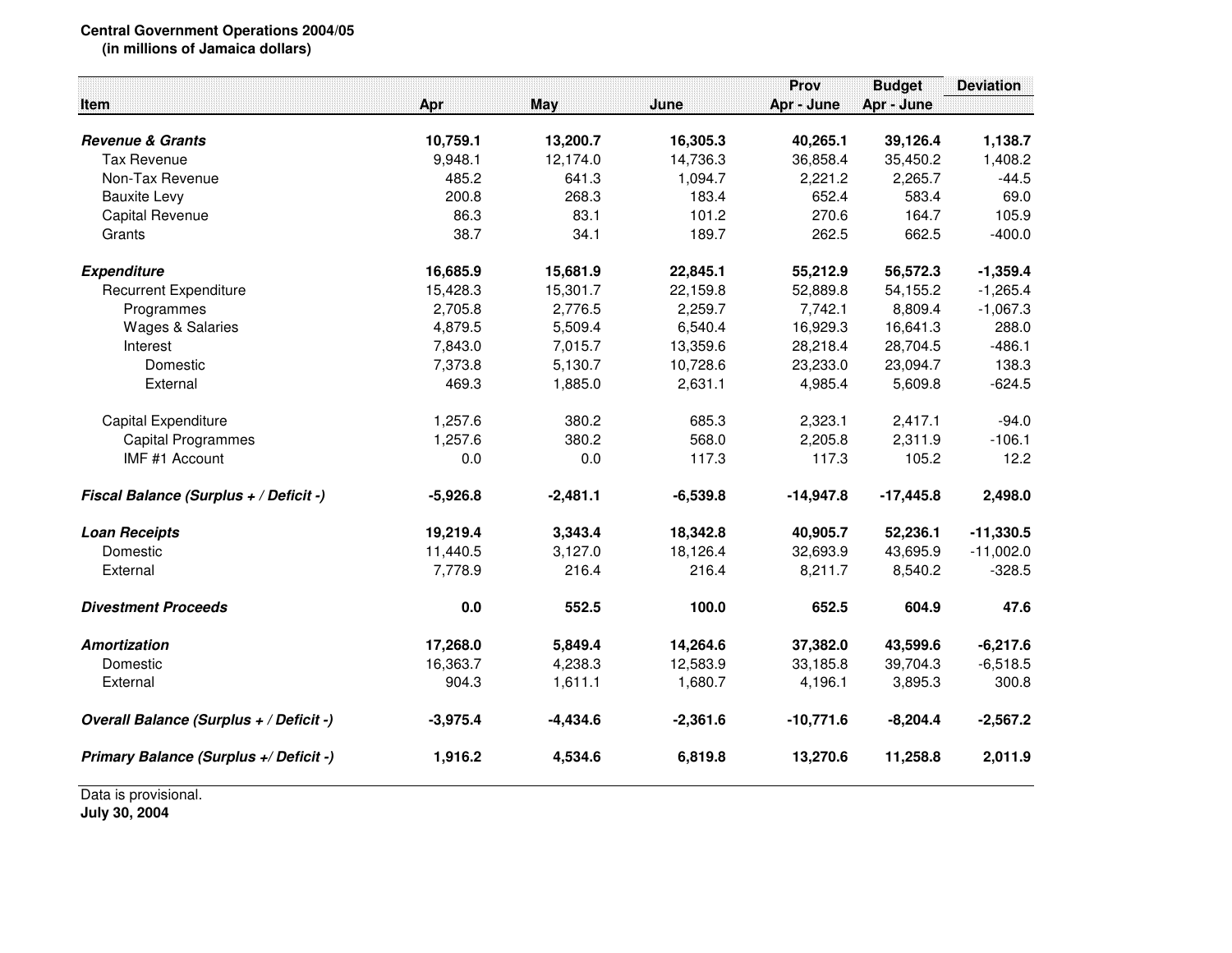**Central Government Operations 2004/05**
**(in millions of Jamaica dollars)**

| Item | Apr | May | June | Prov Apr - June | Budget Apr - June | Deviation |
|---|---|---|---|---|---|---|
| ***Revenue & Grants*** | **10,759.1** | **13,200.7** | **16,305.3** | **40,265.1** | **39,126.4** | **1,138.7** |
| Tax Revenue | 9,948.1 | 12,174.0 | 14,736.3 | 36,858.4 | 35,450.2 | 1,408.2 |
| Non-Tax Revenue | 485.2 | 641.3 | 1,094.7 | 2,221.2 | 2,265.7 | -44.5 |
| Bauxite Levy | 200.8 | 268.3 | 183.4 | 652.4 | 583.4 | 69.0 |
| Capital Revenue | 86.3 | 83.1 | 101.2 | 270.6 | 164.7 | 105.9 |
| Grants | 38.7 | 34.1 | 189.7 | 262.5 | 662.5 | -400.0 |
| ***Expenditure*** | **16,685.9** | **15,681.9** | **22,845.1** | **55,212.9** | **56,572.3** | **-1,359.4** |
| Recurrent Expenditure | 15,428.3 | 15,301.7 | 22,159.8 | 52,889.8 | 54,155.2 | -1,265.4 |
| Programmes | 2,705.8 | 2,776.5 | 2,259.7 | 7,742.1 | 8,809.4 | -1,067.3 |
| Wages & Salaries | 4,879.5 | 5,509.4 | 6,540.4 | 16,929.3 | 16,641.3 | 288.0 |
| Interest | 7,843.0 | 7,015.7 | 13,359.6 | 28,218.4 | 28,704.5 | -486.1 |
| Domestic | 7,373.8 | 5,130.7 | 10,728.6 | 23,233.0 | 23,094.7 | 138.3 |
| External | 469.3 | 1,885.0 | 2,631.1 | 4,985.4 | 5,609.8 | -624.5 |
| Capital Expenditure | 1,257.6 | 380.2 | 685.3 | 2,323.1 | 2,417.1 | -94.0 |
| Capital Programmes | 1,257.6 | 380.2 | 568.0 | 2,205.8 | 2,311.9 | -106.1 |
| IMF #1 Account | 0.0 | 0.0 | 117.3 | 117.3 | 105.2 | 12.2 |
| ***Fiscal Balance (Surplus + / Deficit -)*** | **-5,926.8** | **-2,481.1** | **-6,539.8** | **-14,947.8** | **-17,445.8** | **2,498.0** |
| ***Loan Receipts*** | **19,219.4** | **3,343.4** | **18,342.8** | **40,905.7** | **52,236.1** | **-11,330.5** |
| Domestic | 11,440.5 | 3,127.0 | 18,126.4 | 32,693.9 | 43,695.9 | -11,002.0 |
| External | 7,778.9 | 216.4 | 216.4 | 8,211.7 | 8,540.2 | -328.5 |
| ***Divestment Proceeds*** | **0.0** | **552.5** | **100.0** | **652.5** | **604.9** | **47.6** |
| ***Amortization*** | **17,268.0** | **5,849.4** | **14,264.6** | **37,382.0** | **43,599.6** | **-6,217.6** |
| Domestic | 16,363.7 | 4,238.3 | 12,583.9 | 33,185.8 | 39,704.3 | -6,518.5 |
| External | 904.3 | 1,611.1 | 1,680.7 | 4,196.1 | 3,895.3 | 300.8 |
| ***Overall Balance (Surplus + / Deficit -)*** | **-3,975.4** | **-4,434.6** | **-2,361.6** | **-10,771.6** | **-8,204.4** | **-2,567.2** |
| ***Primary Balance (Surplus +/ Deficit -)*** | **1,916.2** | **4,534.6** | **6,819.8** | **13,270.6** | **11,258.8** | **2,011.9** |

Data is provisional.
**July 30, 2004**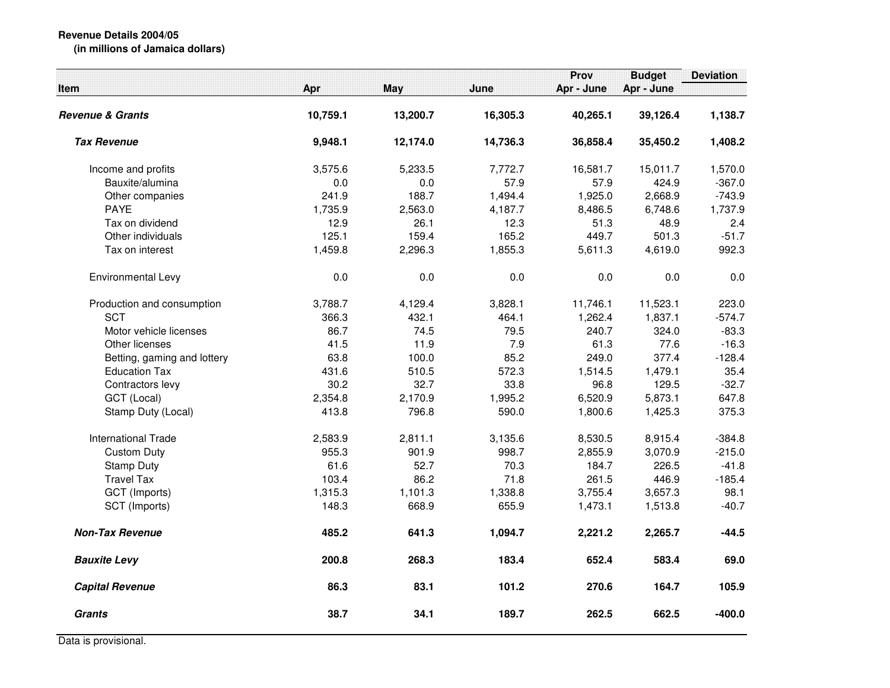**Revenue Details 2004/05**
**(in millions of Jamaica dollars)**

| Item | Apr | May | June | Prov Apr - June | Budget Apr - June | Deviation |
|---|---|---|---|---|---|---|
| ***Revenue & Grants*** | **10,759.1** | **13,200.7** | **16,305.3** | **40,265.1** | **39,126.4** | **1,138.7** |
| ***Tax Revenue*** | **9,948.1** | **12,174.0** | **14,736.3** | **36,858.4** | **35,450.2** | **1,408.2** |
| Income and profits | 3,575.6 | 5,233.5 | 7,772.7 | 16,581.7 | 15,011.7 | 1,570.0 |
| Bauxite/alumina | 0.0 | 0.0 | 57.9 | 57.9 | 424.9 | -367.0 |
| Other companies | 241.9 | 188.7 | 1,494.4 | 1,925.0 | 2,668.9 | -743.9 |
| PAYE | 1,735.9 | 2,563.0 | 4,187.7 | 8,486.5 | 6,748.6 | 1,737.9 |
| Tax on dividend | 12.9 | 26.1 | 12.3 | 51.3 | 48.9 | 2.4 |
| Other individuals | 125.1 | 159.4 | 165.2 | 449.7 | 501.3 | -51.7 |
| Tax on interest | 1,459.8 | 2,296.3 | 1,855.3 | 5,611.3 | 4,619.0 | 992.3 |
| Environmental Levy | 0.0 | 0.0 | 0.0 | 0.0 | 0.0 | 0.0 |
| Production and consumption | 3,788.7 | 4,129.4 | 3,828.1 | 11,746.1 | 11,523.1 | 223.0 |
| SCT | 366.3 | 432.1 | 464.1 | 1,262.4 | 1,837.1 | -574.7 |
| Motor vehicle licenses | 86.7 | 74.5 | 79.5 | 240.7 | 324.0 | -83.3 |
| Other licenses | 41.5 | 11.9 | 7.9 | 61.3 | 77.6 | -16.3 |
| Betting, gaming and lottery | 63.8 | 100.0 | 85.2 | 249.0 | 377.4 | -128.4 |
| Education Tax | 431.6 | 510.5 | 572.3 | 1,514.5 | 1,479.1 | 35.4 |
| Contractors levy | 30.2 | 32.7 | 33.8 | 96.8 | 129.5 | -32.7 |
| GCT (Local) | 2,354.8 | 2,170.9 | 1,995.2 | 6,520.9 | 5,873.1 | 647.8 |
| Stamp Duty (Local) | 413.8 | 796.8 | 590.0 | 1,800.6 | 1,425.3 | 375.3 |
| International Trade | 2,583.9 | 2,811.1 | 3,135.6 | 8,530.5 | 8,915.4 | -384.8 |
| Custom Duty | 955.3 | 901.9 | 998.7 | 2,855.9 | 3,070.9 | -215.0 |
| Stamp Duty | 61.6 | 52.7 | 70.3 | 184.7 | 226.5 | -41.8 |
| Travel Tax | 103.4 | 86.2 | 71.8 | 261.5 | 446.9 | -185.4 |
| GCT (Imports) | 1,315.3 | 1,101.3 | 1,338.8 | 3,755.4 | 3,657.3 | 98.1 |
| SCT (Imports) | 148.3 | 668.9 | 655.9 | 1,473.1 | 1,513.8 | -40.7 |
| ***Non-Tax Revenue*** | **485.2** | **641.3** | **1,094.7** | **2,221.2** | **2,265.7** | **-44.5** |
| ***Bauxite Levy*** | **200.8** | **268.3** | **183.4** | **652.4** | **583.4** | **69.0** |
| ***Capital Revenue*** | **86.3** | **83.1** | **101.2** | **270.6** | **164.7** | **105.9** |
| ***Grants*** | **38.7** | **34.1** | **189.7** | **262.5** | **662.5** | **-400.0** |

Data is provisional.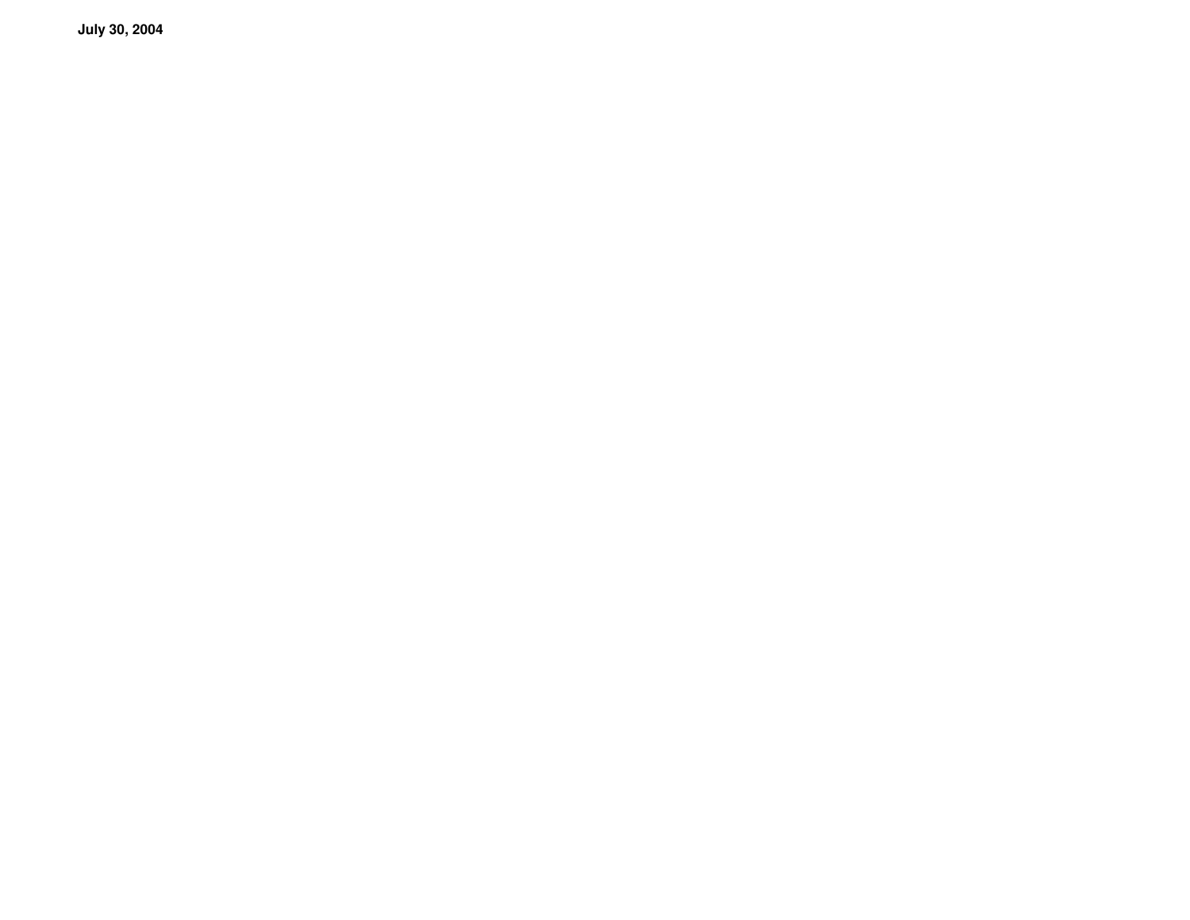**July 30, 2004**